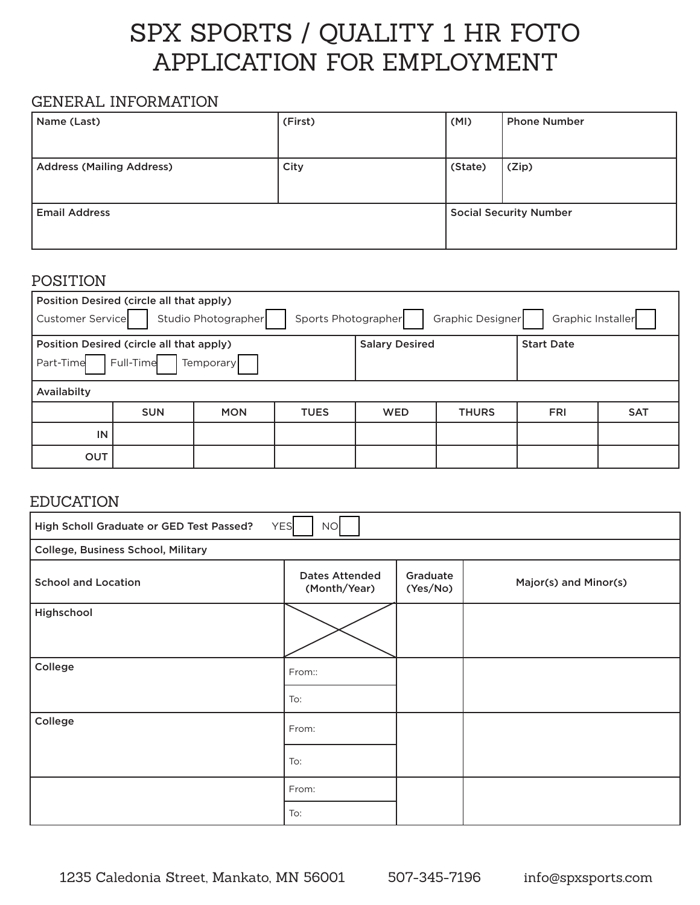# SPX SPORTS / QUALITY 1 HR FOTO
# APPLICATION FOR EMPLOYMENT

## GENERAL INFORMATION

| Name (Last) | (First) | (MI) | Phone Number |
|---|---|---|---|
| | | | |
| **Address (Mailing Address)** | **City** | **(State)** | **(Zip)** |
| | | | |
| **Email Address** | | **Social Security Number** | |
| | | | |

## POSITION

**Position Desired (circle all that apply)**

Customer Service ☐ Studio Photographer ☐ Sports Photographer ☐ Graphic Designer ☐ Graphic Installer ☐

| Position Desired (circle all that apply) | Salary Desired | Start Date |
|---|---|---|
| Part-Time ☐ Full-Time ☐ Temporary ☐ | | |

**Availabilty**

| | SUN | MON | TUES | WED | THURS | FRI | SAT |
|---|---|---|---|---|---|---|---|
| IN | | | | | | | |
| OUT | | | | | | | |

## EDUCATION

High Scholl Graduate or GED Test Passed? YES ☐ NO ☐

**College, Business School, Military**

| School and Location | Dates Attended (Month/Year) | Graduate (Yes/No) | Major(s) and Minor(s) |
|---|---|---|---|
| Highschool | X | | |
| College | From:: | | |
| | To: | | |
| College | From: | | |
| | To: | | |
| | From: | | |
| | To: | | |

1235 Caledonia Street, Mankato, MN 56001 507-345-7196 info@spxsports.com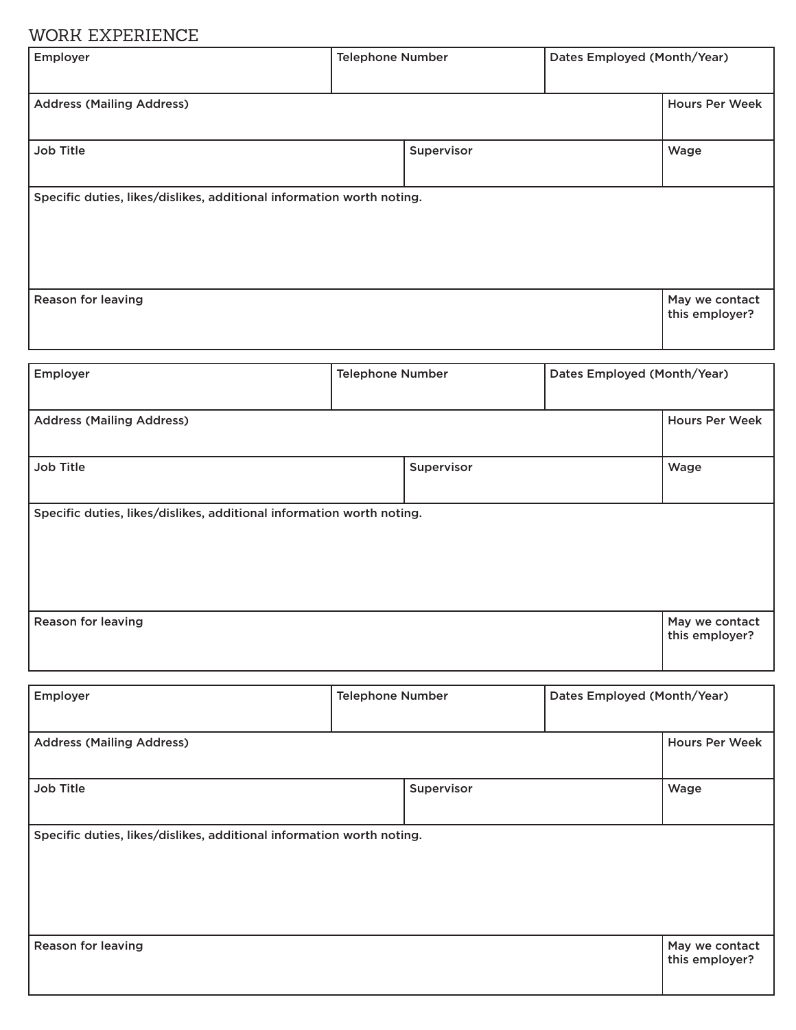## WORK EXPERIENCE

| Employer | Telephone Number | Dates Employed (Month/Year) |
| --- | --- | --- |
| | | |

| Address (Mailing Address) | Hours Per Week |
| --- | --- |
| | |

| Job Title | Supervisor | Wage |
| --- | --- | --- |
| | | |

| Specific duties, likes/dislikes, additional information worth noting. |
| --- |
| |

| Reason for leaving | May we contact this employer? |
| --- | --- |
| | |

| Employer | Telephone Number | Dates Employed (Month/Year) |
| --- | --- | --- |
| | | |

| Address (Mailing Address) | Hours Per Week |
| --- | --- |
| | |

| Job Title | Supervisor | Wage |
| --- | --- | --- |
| | | |

| Specific duties, likes/dislikes, additional information worth noting. |
| --- |
| |

| Reason for leaving | May we contact this employer? |
| --- | --- |
| | |

| Employer | Telephone Number | Dates Employed (Month/Year) |
| --- | --- | --- |
| | | |

| Address (Mailing Address) | Hours Per Week |
| --- | --- |
| | |

| Job Title | Supervisor | Wage |
| --- | --- | --- |
| | | |

| Specific duties, likes/dislikes, additional information worth noting. |
| --- |
| |

| Reason for leaving | May we contact this employer? |
| --- | --- |
| | |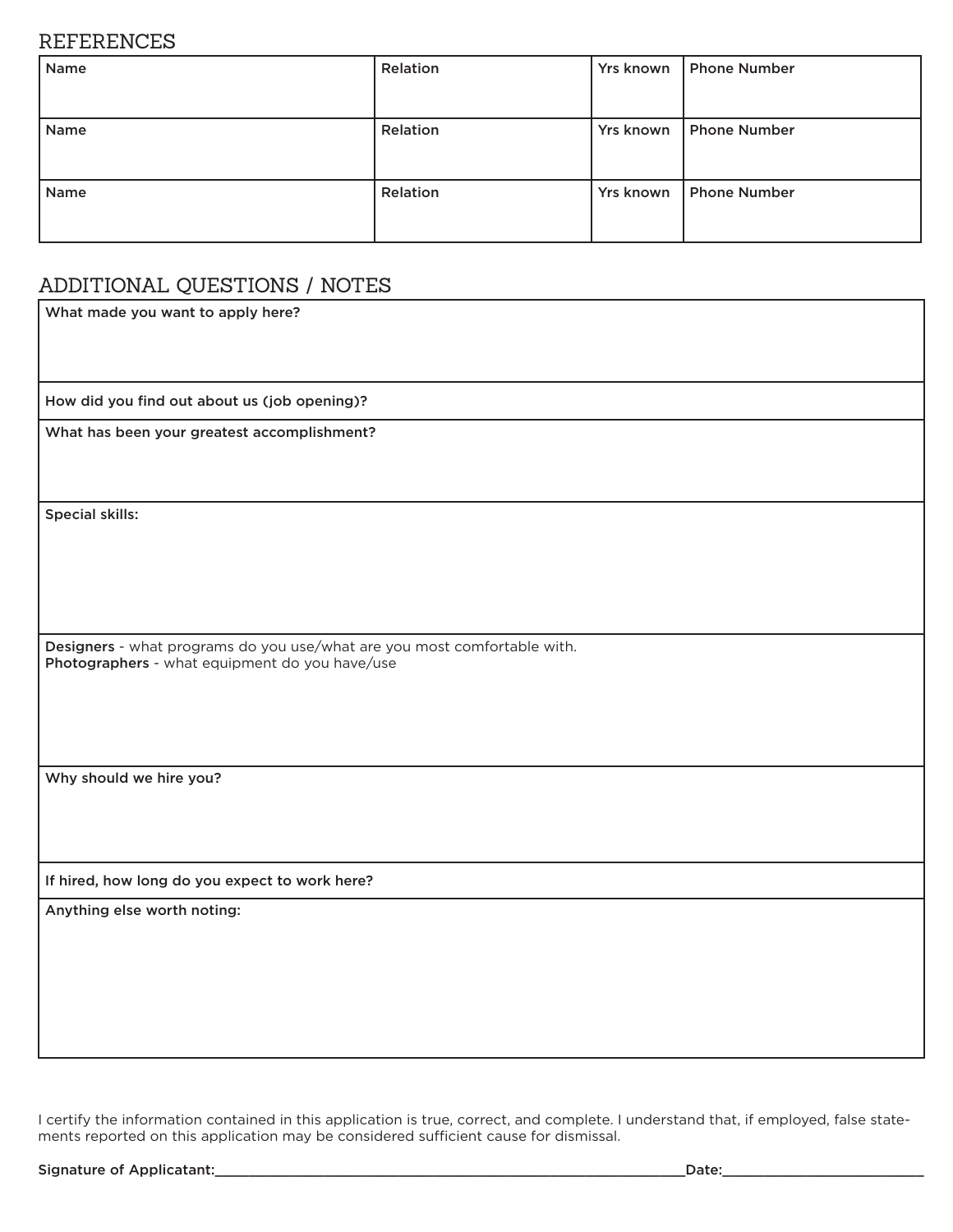## REFERENCES

| Name | Relation | Yrs known | Phone Number |
|---|---|---|---|
| Name | Relation | Yrs known | Phone Number |
| Name | Relation | Yrs known | Phone Number |

## ADDITIONAL QUESTIONS / NOTES

**What made you want to apply here?**

**How did you find out about us (job opening)?**

**What has been your greatest accomplishment?**

**Special skills:**

**Designers** - what programs do you use/what are you most comfortable with.
**Photographers** - what equipment do you have/use

**Why should we hire you?**

**If hired, how long do you expect to work here?**

**Anything else worth noting:**

I certify the information contained in this application is true, correct, and complete. I understand that, if employed, false statements reported on this application may be considered sufficient cause for dismissal.

**Signature of Applicatant:**_____________________________________________**Date:**____________________